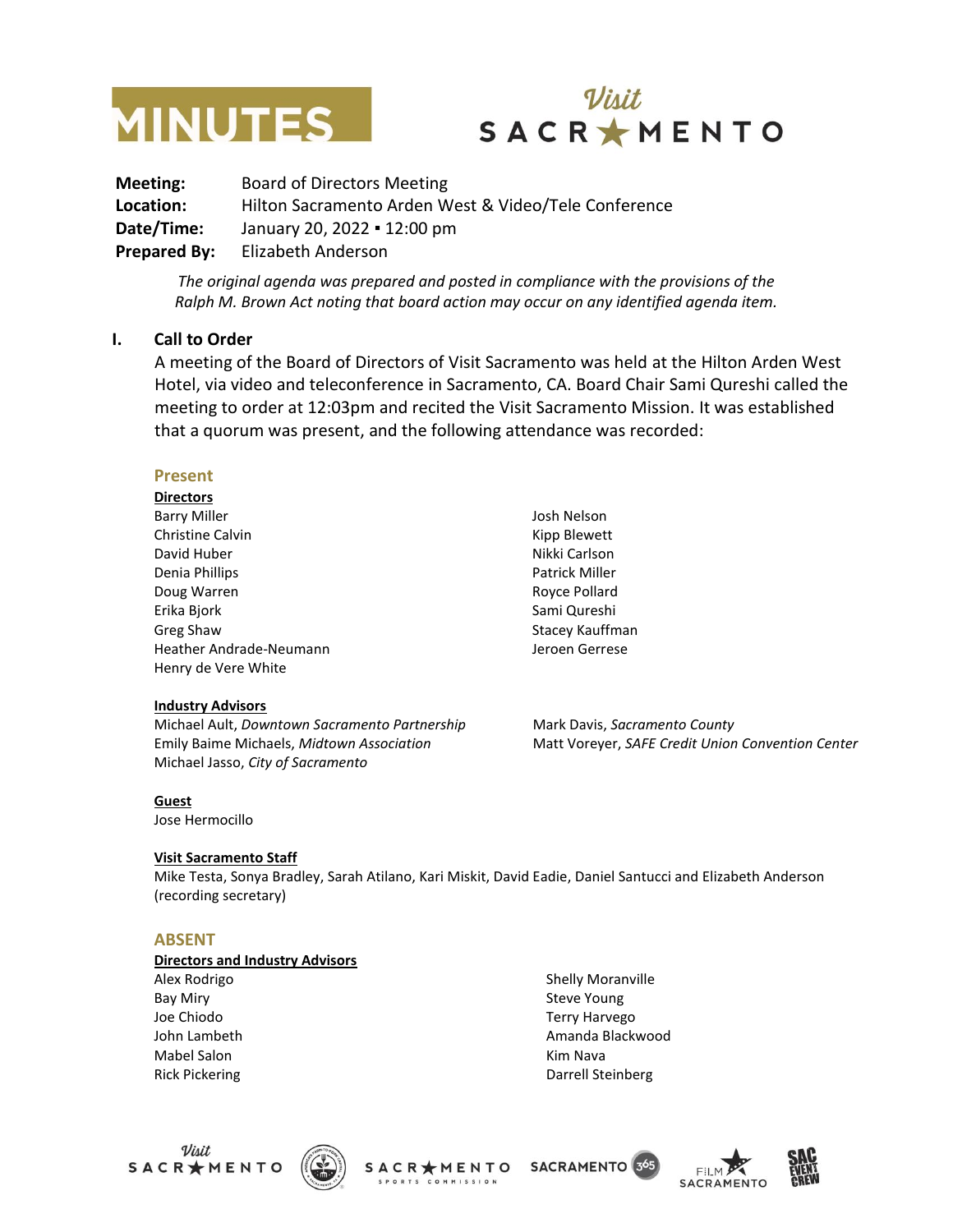# MINUTES

**Visit SACRAMENTO**

**Meeting:** Board of Directors Meeting
**Location:** Hilton Sacramento Arden West & Video/Tele Conference
**Date/Time:** January 20, 2022 ▪ 12:00 pm
**Prepared By:** Elizabeth Anderson

*The original agenda was prepared and posted in compliance with the provisions of the Ralph M. Brown Act noting that board action may occur on any identified agenda item.*

## I. Call to Order

A meeting of the Board of Directors of Visit Sacramento was held at the Hilton Arden West Hotel, via video and teleconference in Sacramento, CA. Board Chair Sami Qureshi called the meeting to order at 12:03pm and recited the Visit Sacramento Mission. It was established that a quorum was present, and the following attendance was recorded:

### Present

**Directors**

Barry Miller
Christine Calvin
David Huber
Denia Phillips
Doug Warren
Erika Bjork
Greg Shaw
Heather Andrade-Neumann
Henry de Vere White
Josh Nelson
Kipp Blewett
Nikki Carlson
Patrick Miller
Royce Pollard
Sami Qureshi
Stacey Kauffman
Jeroen Gerrese

**Industry Advisors**

Michael Ault, *Downtown Sacramento Partnership*
Emily Baime Michaels, *Midtown Association*
Michael Jasso, *City of Sacramento*
Mark Davis, *Sacramento County*
Matt Voreyer, *SAFE Credit Union Convention Center*

**Guest**

Jose Hermocillo

**Visit Sacramento Staff**

Mike Testa, Sonya Bradley, Sarah Atilano, Kari Miskit, David Eadie, Daniel Santucci and Elizabeth Anderson (recording secretary)

### ABSENT

**Directors and Industry Advisors**

Alex Rodrigo
Bay Miry
Joe Chiodo
John Lambeth
Mabel Salon
Rick Pickering
Shelly Moranville
Steve Young
Terry Harvego
Amanda Blackwood
Kim Nava
Darrell Steinberg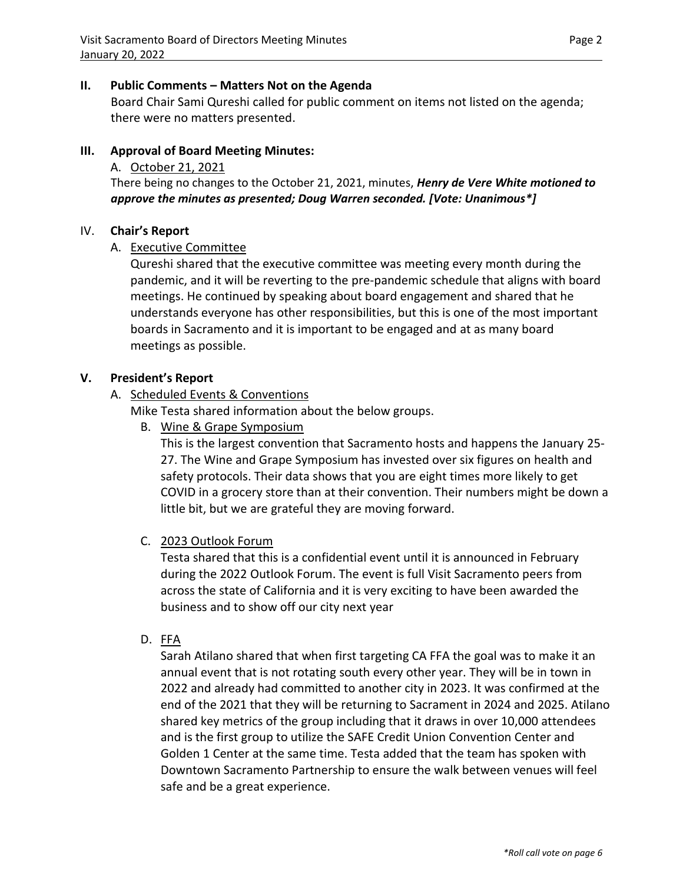## II. Public Comments – Matters Not on the Agenda

Board Chair Sami Qureshi called for public comment on items not listed on the agenda; there were no matters presented.

## III. Approval of Board Meeting Minutes:

A. October 21, 2021

There being no changes to the October 21, 2021, minutes, ***Henry de Vere White motioned to approve the minutes as presented; Doug Warren seconded. [Vote: Unanimous*]***

## IV. Chair's Report

A. Executive Committee

Qureshi shared that the executive committee was meeting every month during the pandemic, and it will be reverting to the pre-pandemic schedule that aligns with board meetings. He continued by speaking about board engagement and shared that he understands everyone has other responsibilities, but this is one of the most important boards in Sacramento and it is important to be engaged and at as many board meetings as possible.

## V. President's Report

A. Scheduled Events & Conventions

Mike Testa shared information about the below groups.

B. Wine & Grape Symposium

This is the largest convention that Sacramento hosts and happens the January 25-27. The Wine and Grape Symposium has invested over six figures on health and safety protocols. Their data shows that you are eight times more likely to get COVID in a grocery store than at their convention. Their numbers might be down a little bit, but we are grateful they are moving forward.

C. 2023 Outlook Forum

Testa shared that this is a confidential event until it is announced in February during the 2022 Outlook Forum. The event is full Visit Sacramento peers from across the state of California and it is very exciting to have been awarded the business and to show off our city next year

D. FFA

Sarah Atilano shared that when first targeting CA FFA the goal was to make it an annual event that is not rotating south every other year. They will be in town in 2022 and already had committed to another city in 2023. It was confirmed at the end of the 2021 that they will be returning to Sacrament in 2024 and 2025. Atilano shared key metrics of the group including that it draws in over 10,000 attendees and is the first group to utilize the SAFE Credit Union Convention Center and Golden 1 Center at the same time. Testa added that the team has spoken with Downtown Sacramento Partnership to ensure the walk between venues will feel safe and be a great experience.

*\*Roll call vote on page 6*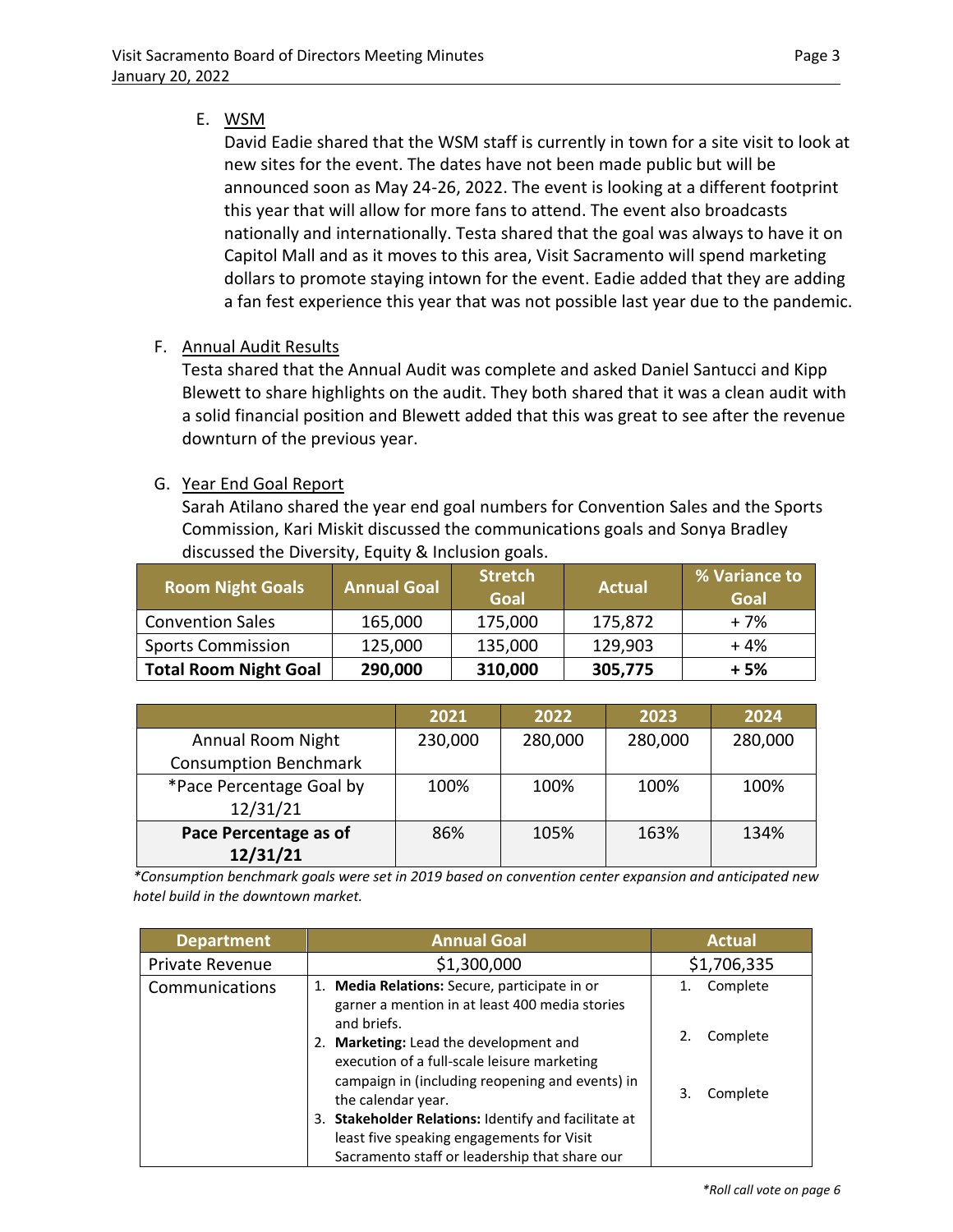E. WSM

David Eadie shared that the WSM staff is currently in town for a site visit to look at new sites for the event. The dates have not been made public but will be announced soon as May 24-26, 2022. The event is looking at a different footprint this year that will allow for more fans to attend. The event also broadcasts nationally and internationally. Testa shared that the goal was always to have it on Capitol Mall and as it moves to this area, Visit Sacramento will spend marketing dollars to promote staying intown for the event. Eadie added that they are adding a fan fest experience this year that was not possible last year due to the pandemic.

F. Annual Audit Results

Testa shared that the Annual Audit was complete and asked Daniel Santucci and Kipp Blewett to share highlights on the audit. They both shared that it was a clean audit with a solid financial position and Blewett added that this was great to see after the revenue downturn of the previous year.

G. Year End Goal Report

Sarah Atilano shared the year end goal numbers for Convention Sales and the Sports Commission, Kari Miskit discussed the communications goals and Sonya Bradley discussed the Diversity, Equity & Inclusion goals.

| Room Night Goals | Annual Goal | Stretch Goal | Actual | % Variance to Goal |
|---|---|---|---|---|
| Convention Sales | 165,000 | 175,000 | 175,872 | + 7% |
| Sports Commission | 125,000 | 135,000 | 129,903 | + 4% |
| **Total Room Night Goal** | **290,000** | **310,000** | **305,775** | **+ 5%** |

| | 2021 | 2022 | 2023 | 2024 |
|---|---|---|---|---|
| Annual Room Night Consumption Benchmark | 230,000 | 280,000 | 280,000 | 280,000 |
| *Pace Percentage Goal by 12/31/21 | 100% | 100% | 100% | 100% |
| **Pace Percentage as of 12/31/21** | 86% | 105% | 163% | 134% |

*\*Consumption benchmark goals were set in 2019 based on convention center expansion and anticipated new hotel build in the downtown market.*

| Department | Annual Goal | Actual |
|---|---|---|
| Private Revenue | $1,300,000 | $1,706,335 |
| Communications | 1. **Media Relations:** Secure, participate in or garner a mention in at least 400 media stories and briefs.<br>2. **Marketing:** Lead the development and execution of a full-scale leisure marketing campaign in (including reopening and events) in the calendar year.<br>3. **Stakeholder Relations:** Identify and facilitate at least five speaking engagements for Visit Sacramento staff or leadership that share our | 1. Complete<br>2. Complete<br>3. Complete |

*\*Roll call vote on page 6*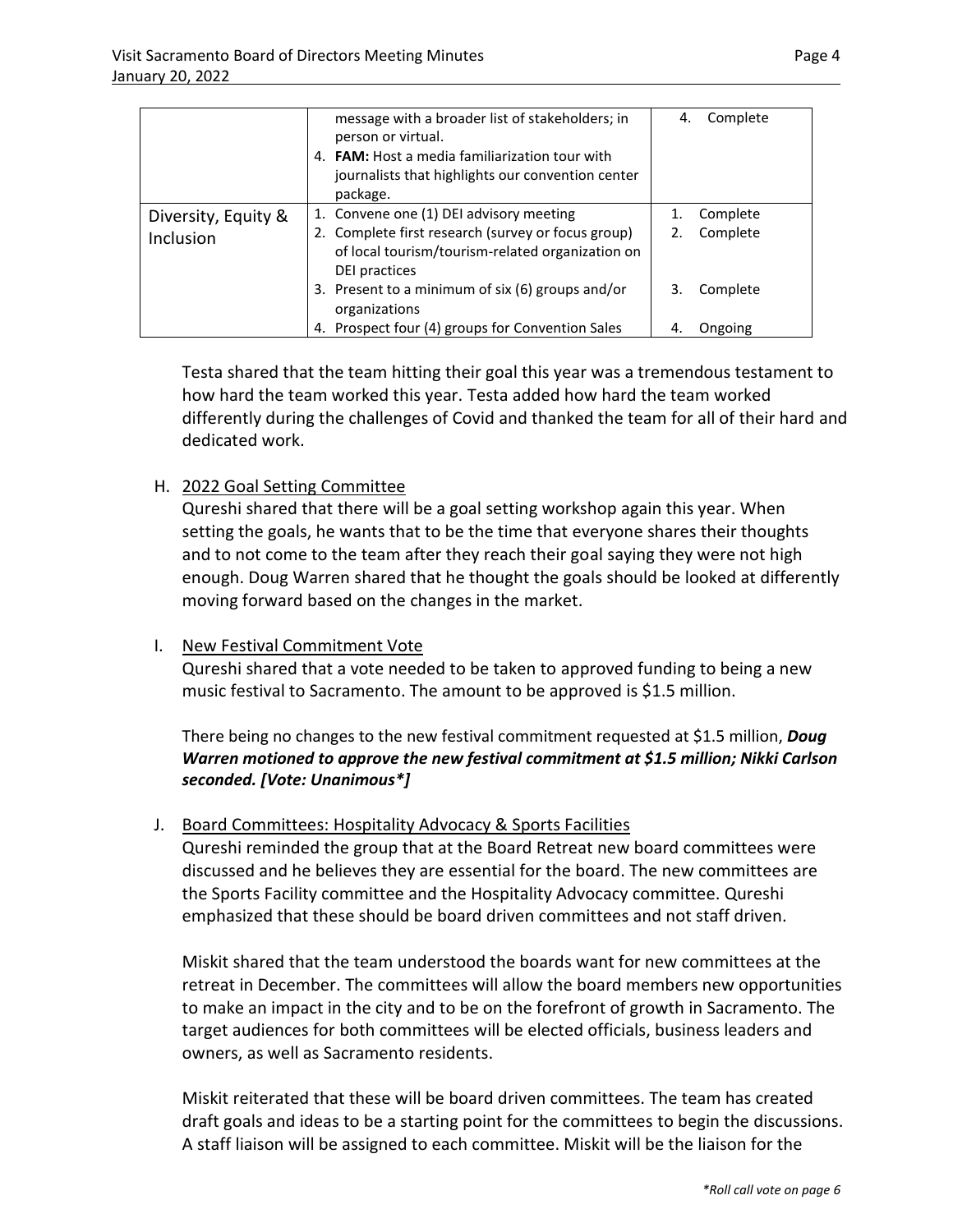| | | |
|---|---|---|
| | message with a broader list of stakeholders; in person or virtual.<br>4. **FAM:** Host a media familiarization tour with journalists that highlights our convention center package. | 4. Complete |
| Diversity, Equity & Inclusion | 1. Convene one (1) DEI advisory meeting<br>2. Complete first research (survey or focus group) of local tourism/tourism-related organization on DEI practices<br>3. Present to a minimum of six (6) groups and/or organizations<br>4. Prospect four (4) groups for Convention Sales | 1. Complete<br>2. Complete<br>3. Complete<br>4. Ongoing |

Testa shared that the team hitting their goal this year was a tremendous testament to how hard the team worked this year. Testa added how hard the team worked differently during the challenges of Covid and thanked the team for all of their hard and dedicated work.

H. <u>2022 Goal Setting Committee</u>
Qureshi shared that there will be a goal setting workshop again this year. When setting the goals, he wants that to be the time that everyone shares their thoughts and to not come to the team after they reach their goal saying they were not high enough. Doug Warren shared that he thought the goals should be looked at differently moving forward based on the changes in the market.

I. <u>New Festival Commitment Vote</u>
Qureshi shared that a vote needed to be taken to approved funding to being a new music festival to Sacramento. The amount to be approved is $1.5 million.

There being no changes to the new festival commitment requested at $1.5 million, ***Doug Warren motioned to approve the new festival commitment at $1.5 million; Nikki Carlson seconded. [Vote: Unanimous*]***

J. <u>Board Committees: Hospitality Advocacy & Sports Facilities</u>
Qureshi reminded the group that at the Board Retreat new board committees were discussed and he believes they are essential for the board. The new committees are the Sports Facility committee and the Hospitality Advocacy committee. Qureshi emphasized that these should be board driven committees and not staff driven.

Miskit shared that the team understood the boards want for new committees at the retreat in December. The committees will allow the board members new opportunities to make an impact in the city and to be on the forefront of growth in Sacramento. The target audiences for both committees will be elected officials, business leaders and owners, as well as Sacramento residents.

Miskit reiterated that these will be board driven committees. The team has created draft goals and ideas to be a starting point for the committees to begin the discussions. A staff liaison will be assigned to each committee. Miskit will be the liaison for the

*\*Roll call vote on page 6*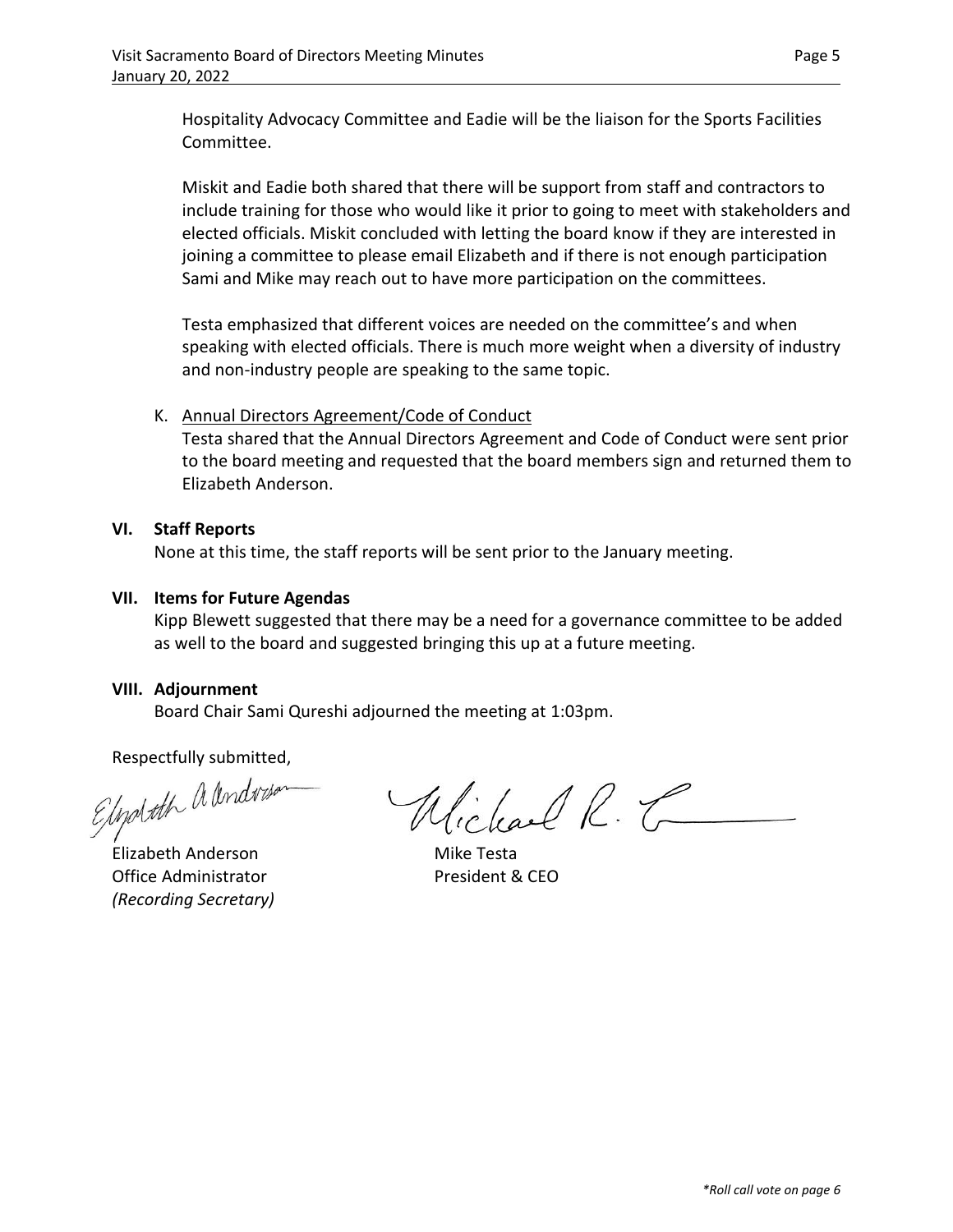Hospitality Advocacy Committee and Eadie will be the liaison for the Sports Facilities Committee.

Miskit and Eadie both shared that there will be support from staff and contractors to include training for those who would like it prior to going to meet with stakeholders and elected officials. Miskit concluded with letting the board know if they are interested in joining a committee to please email Elizabeth and if there is not enough participation Sami and Mike may reach out to have more participation on the committees.

Testa emphasized that different voices are needed on the committee's and when speaking with elected officials. There is much more weight when a diversity of industry and non-industry people are speaking to the same topic.

K. Annual Directors Agreement/Code of Conduct
Testa shared that the Annual Directors Agreement and Code of Conduct were sent prior to the board meeting and requested that the board members sign and returned them to Elizabeth Anderson.

## VI. Staff Reports

None at this time, the staff reports will be sent prior to the January meeting.

## VII. Items for Future Agendas

Kipp Blewett suggested that there may be a need for a governance committee to be added as well to the board and suggested bringing this up at a future meeting.

## VIII. Adjournment

Board Chair Sami Qureshi adjourned the meeting at 1:03pm.

Respectfully submitted,

Elizabeth Anderson
Office Administrator
*(Recording Secretary)*

Mike Testa
President & CEO

*\*Roll call vote on page 6*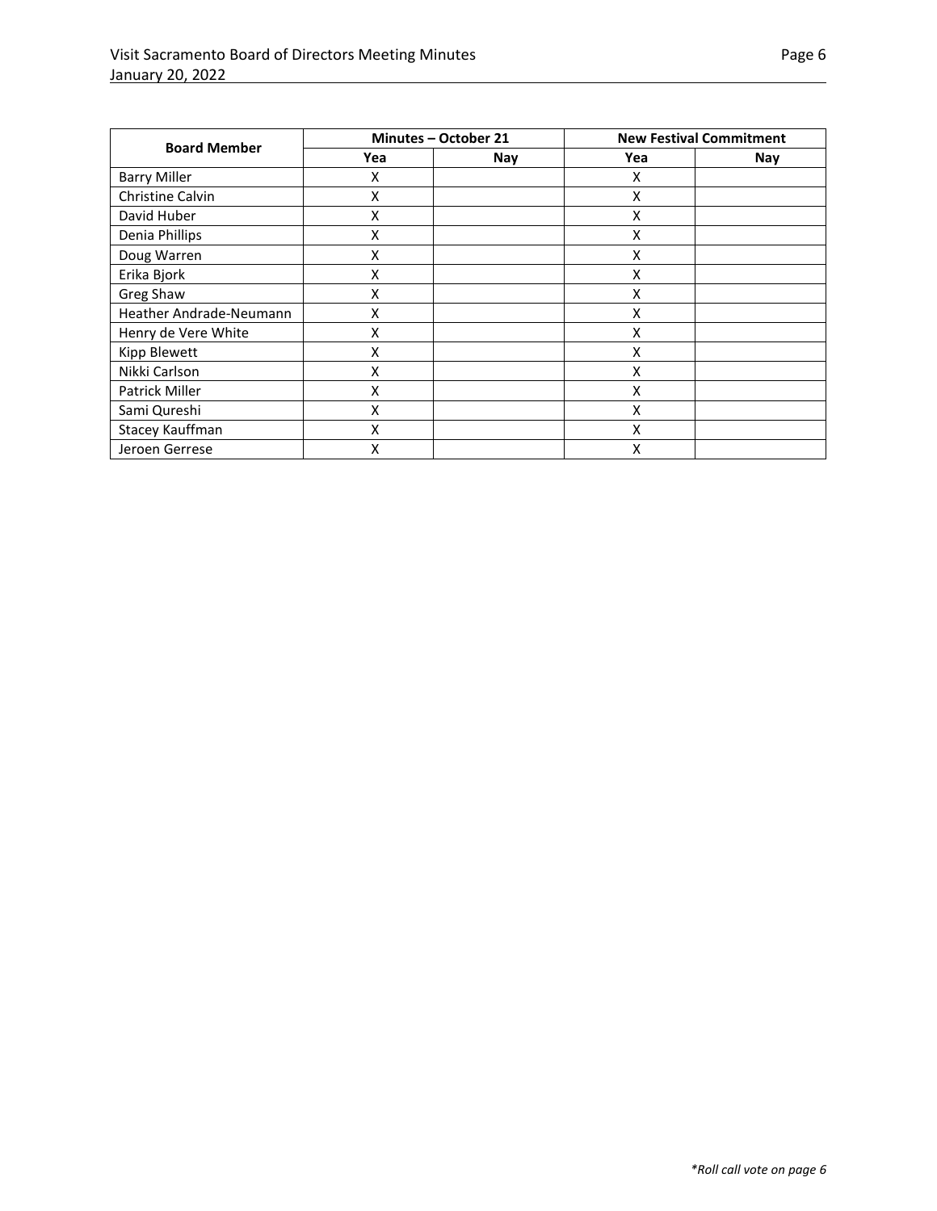| Board Member | Minutes – October 21 | | New Festival Commitment | |
|---|---|---|---|---|
| | Yea | Nay | Yea | Nay |
| Barry Miller | X | | X | |
| Christine Calvin | X | | X | |
| David Huber | X | | X | |
| Denia Phillips | X | | X | |
| Doug Warren | X | | X | |
| Erika Bjork | X | | X | |
| Greg Shaw | X | | X | |
| Heather Andrade-Neumann | X | | X | |
| Henry de Vere White | X | | X | |
| Kipp Blewett | X | | X | |
| Nikki Carlson | X | | X | |
| Patrick Miller | X | | X | |
| Sami Qureshi | X | | X | |
| Stacey Kauffman | X | | X | |
| Jeroen Gerrese | X | | X | |

*\*Roll call vote on page 6*